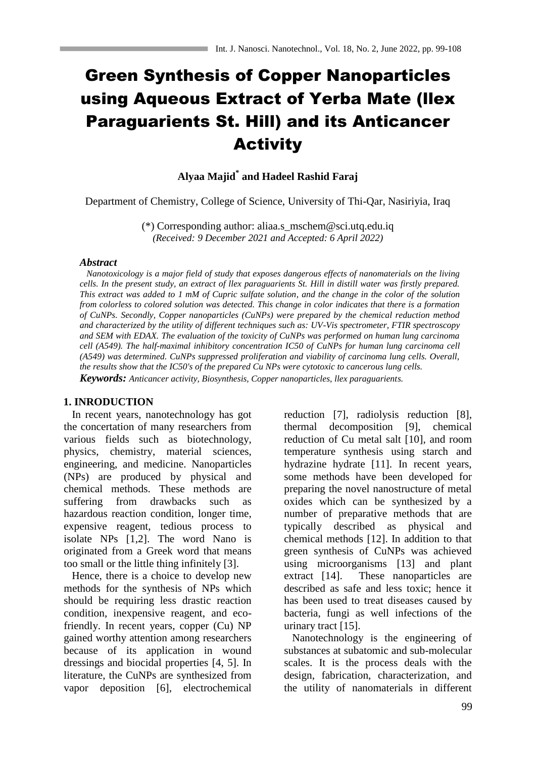# Green Synthesis of Copper Nanoparticles using Aqueous Extract of Yerba Mate (Ilex Paraguarients St. Hill) and its Anticancer Activity

**Alyaa Majid[*] and Hadeel Rashid Faraj**

Department of Chemistry, College of Science, University of Thi-Qar, Nasiriyia, Iraq

(*) Corresponding author: aliaa.s_mschem@sci.utq.edu.iq
*(Received: 9 December 2021 and Accepted: 6 April 2022)*

### *Abstract*

*Nanotoxicology is a major field of study that exposes dangerous effects of nanomaterials on the living cells. In the present study, an extract of llex paraguarients St. Hill in distill water was firstly prepared. This extract was added to 1 mM of Cupric sulfate solution, and the change in the color of the solution from colorless to colored solution was detected. This change in color indicates that there is a formation of CuNPs. Secondly, Copper nanoparticles (CuNPs) were prepared by the chemical reduction method and characterized by the utility of different techniques such as: UV-Vis spectrometer, FTIR spectroscopy and SEM with EDAX. The evaluation of the toxicity of CuNPs was performed on human lung carcinoma cell (A549). The half-maximal inhibitory concentration IC50 of CuNPs for human lung carcinoma cell (A549) was determined. CuNPs suppressed proliferation and viability of carcinoma lung cells. Overall, the results show that the IC50's of the prepared Cu NPs were cytotoxic to cancerous lung cells.*

***Keywords:*** *Anticancer activity, Biosynthesis, Copper nanoparticles, llex paraguarients.*

## 1. INRODUCTION

In recent years, nanotechnology has got the concertation of many researchers from various fields such as biotechnology, physics, chemistry, material sciences, engineering, and medicine. Nanoparticles (NPs) are produced by physical and chemical methods. These methods are suffering from drawbacks such as hazardous reaction condition, longer time, expensive reagent, tedious process to isolate NPs [1,2]. The word Nano is originated from a Greek word that means too small or the little thing infinitely [3].

Hence, there is a choice to develop new methods for the synthesis of NPs which should be requiring less drastic reaction condition, inexpensive reagent, and eco-friendly. In recent years, copper (Cu) NP gained worthy attention among researchers because of its application in wound dressings and biocidal properties [4, 5]. In literature, the CuNPs are synthesized from vapor deposition [6], electrochemical reduction [7], radiolysis reduction [8], thermal decomposition [9], chemical reduction of Cu metal salt [10], and room temperature synthesis using starch and hydrazine hydrate [11]. In recent years, some methods have been developed for preparing the novel nanostructure of metal oxides which can be synthesized by a number of preparative methods that are typically described as physical and chemical methods [12]. In addition to that green synthesis of CuNPs was achieved using microorganisms [13] and plant extract [14]. These nanoparticles are described as safe and less toxic; hence it has been used to treat diseases caused by bacteria, fungi as well infections of the urinary tract [15].

Nanotechnology is the engineering of substances at subatomic and sub-molecular scales. It is the process deals with the design, fabrication, characterization, and the utility of nanomaterials in different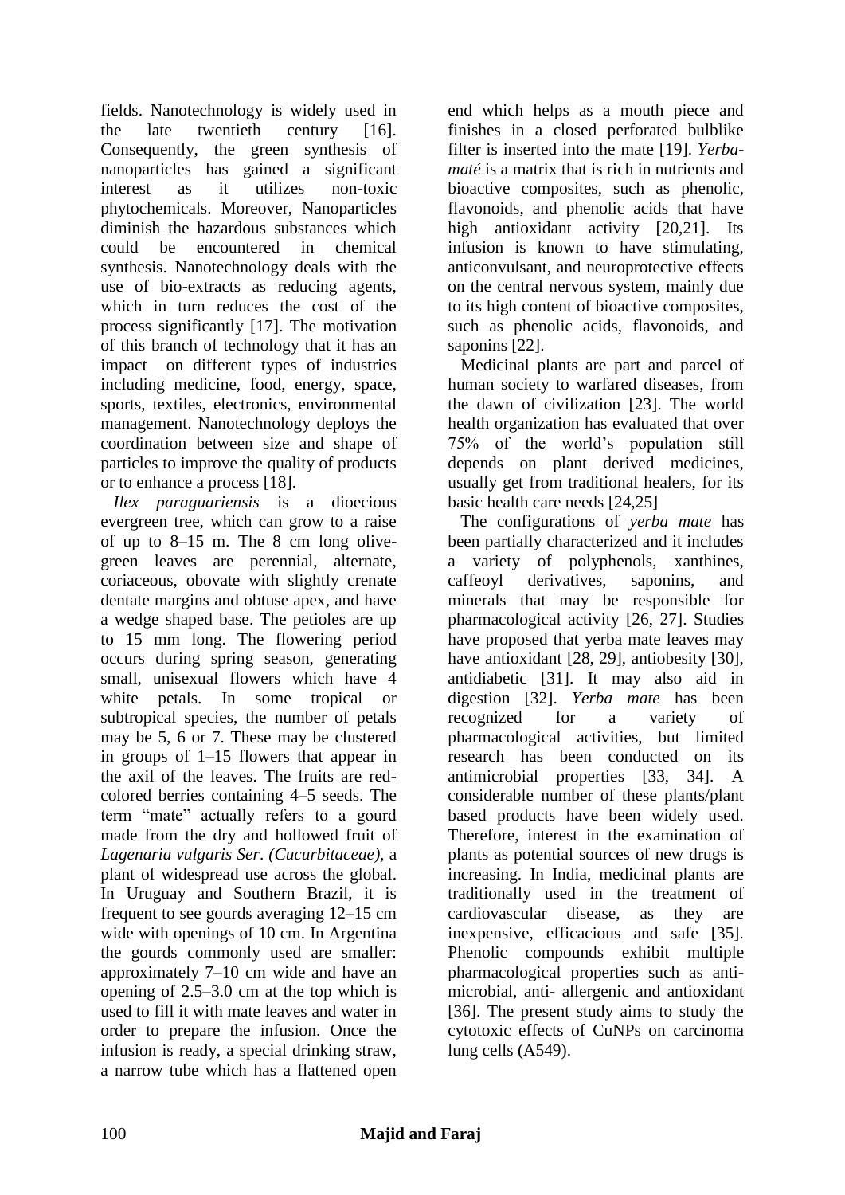fields. Nanotechnology is widely used in the late twentieth century [16]. Consequently, the green synthesis of nanoparticles has gained a significant interest as it utilizes non-toxic phytochemicals. Moreover, Nanoparticles diminish the hazardous substances which could be encountered in chemical synthesis. Nanotechnology deals with the use of bio-extracts as reducing agents, which in turn reduces the cost of the process significantly [17]. The motivation of this branch of technology that it has an impact on different types of industries including medicine, food, energy, space, sports, textiles, electronics, environmental management. Nanotechnology deploys the coordination between size and shape of particles to improve the quality of products or to enhance a process [18].

*Ilex paraguariensis* is a dioecious evergreen tree, which can grow to a raise of up to 8–15 m. The 8 cm long olive-green leaves are perennial, alternate, coriaceous, obovate with slightly crenate dentate margins and obtuse apex, and have a wedge shaped base. The petioles are up to 15 mm long. The flowering period occurs during spring season, generating small, unisexual flowers which have 4 white petals. In some tropical or subtropical species, the number of petals may be 5, 6 or 7. These may be clustered in groups of 1–15 flowers that appear in the axil of the leaves. The fruits are red-colored berries containing 4–5 seeds. The term "mate" actually refers to a gourd made from the dry and hollowed fruit of *Lagenaria vulgaris Ser*. *(Cucurbitaceae)*, a plant of widespread use across the global. In Uruguay and Southern Brazil, it is frequent to see gourds averaging 12–15 cm wide with openings of 10 cm. In Argentina the gourds commonly used are smaller: approximately 7–10 cm wide and have an opening of 2.5–3.0 cm at the top which is used to fill it with mate leaves and water in order to prepare the infusion. Once the infusion is ready, a special drinking straw, a narrow tube which has a flattened open end which helps as a mouth piece and finishes in a closed perforated bulblike filter is inserted into the mate [19]. *Yerba-maté* is a matrix that is rich in nutrients and bioactive composites, such as phenolic, flavonoids, and phenolic acids that have high antioxidant activity [20,21]. Its infusion is known to have stimulating, anticonvulsant, and neuroprotective effects on the central nervous system, mainly due to its high content of bioactive composites, such as phenolic acids, flavonoids, and saponins [22].

Medicinal plants are part and parcel of human society to warfared diseases, from the dawn of civilization [23]. The world health organization has evaluated that over 75% of the world's population still depends on plant derived medicines, usually get from traditional healers, for its basic health care needs [24,25]

The configurations of *yerba mate* has been partially characterized and it includes a variety of polyphenols, xanthines, caffeoyl derivatives, saponins, and minerals that may be responsible for pharmacological activity [26, 27]. Studies have proposed that yerba mate leaves may have antioxidant [28, 29], antiobesity [30], antidiabetic [31]. It may also aid in digestion [32]. *Yerba mate* has been recognized for a variety of pharmacological activities, but limited research has been conducted on its antimicrobial properties [33, 34]. A considerable number of these plants/plant based products have been widely used. Therefore, interest in the examination of plants as potential sources of new drugs is increasing. In India, medicinal plants are traditionally used in the treatment of cardiovascular disease, as they are inexpensive, efficacious and safe [35]. Phenolic compounds exhibit multiple pharmacological properties such as anti-microbial, anti- allergenic and antioxidant [36]. The present study aims to study the cytotoxic effects of CuNPs on carcinoma lung cells (A549).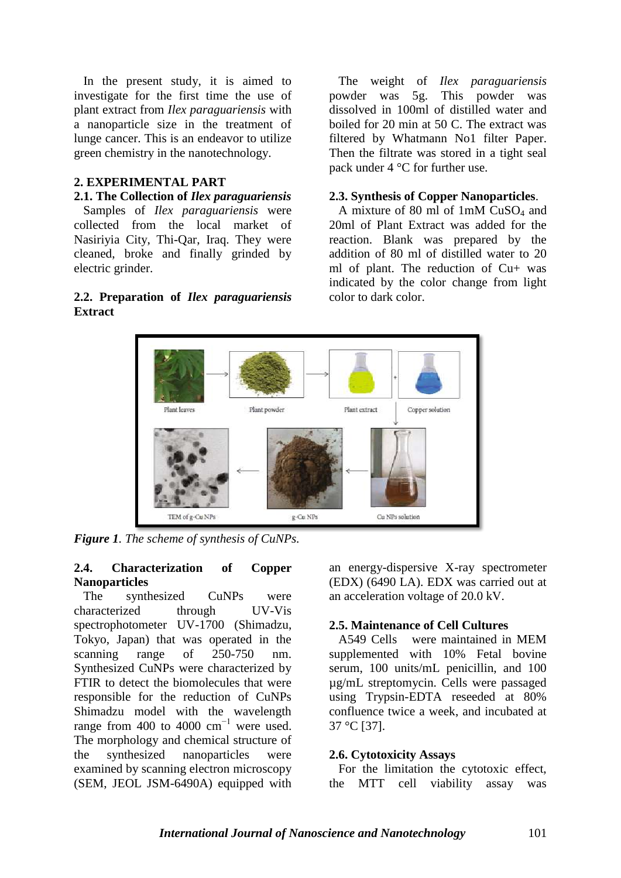In the present study, it is aimed to investigate for the first time the use of plant extract from *Ilex paraguariensis* with a nanoparticle size in the treatment of lunge cancer. This is an endeavor to utilize green chemistry in the nanotechnology.

## 2. EXPERIMENTAL PART

### 2.1. The Collection of *Ilex paraguariensis*

Samples of *Ilex paraguariensis* were collected from the local market of Nasiriyia City, Thi-Qar, Iraq. They were cleaned, broke and finally grinded by electric grinder.

### 2.2. Preparation of *Ilex paraguariensis* Extract

The weight of *Ilex paraguariensis* powder was 5g. This powder was dissolved in 100ml of distilled water and boiled for 20 min at 50 C. The extract was filtered by Whatmann No1 filter Paper. Then the filtrate was stored in a tight seal pack under 4 °C for further use.

### 2.3. Synthesis of Copper Nanoparticles.

A mixture of 80 ml of 1mM $CuSO_4$ and 20ml of Plant Extract was added for the reaction. Blank was prepared by the addition of 80 ml of distilled water to 20 ml of plant. The reduction of $Cu^{+}$ was indicated by the color change from light color to dark color.

*Figure 1. The scheme of synthesis of CuNPs.*

### 2.4. Characterization of Copper Nanoparticles

The synthesized CuNPs were characterized through UV-Vis spectrophotometer UV-1700 (Shimadzu, Tokyo, Japan) that was operated in the scanning range of 250-750 nm. Synthesized CuNPs were characterized by FTIR to detect the biomolecules that were responsible for the reduction of CuNPs Shimadzu model with the wavelength range from 400 to 4000 $cm^{-1}$ were used. The morphology and chemical structure of the synthesized nanoparticles were examined by scanning electron microscopy (SEM, JEOL JSM-6490A) equipped with an energy-dispersive X-ray spectrometer (EDX) (6490 LA). EDX was carried out at an acceleration voltage of 20.0 kV.

### 2.5. Maintenance of Cell Cultures

A549 Cells were maintained in MEM supplemented with 10% Fetal bovine serum, 100 units/mL penicillin, and 100 µg/mL streptomycin. Cells were passaged using Trypsin-EDTA reseeded at 80% confluence twice a week, and incubated at 37 °C [37].

### 2.6. Cytotoxicity Assays

For the limitation the cytotoxic effect, the MTT cell viability assay was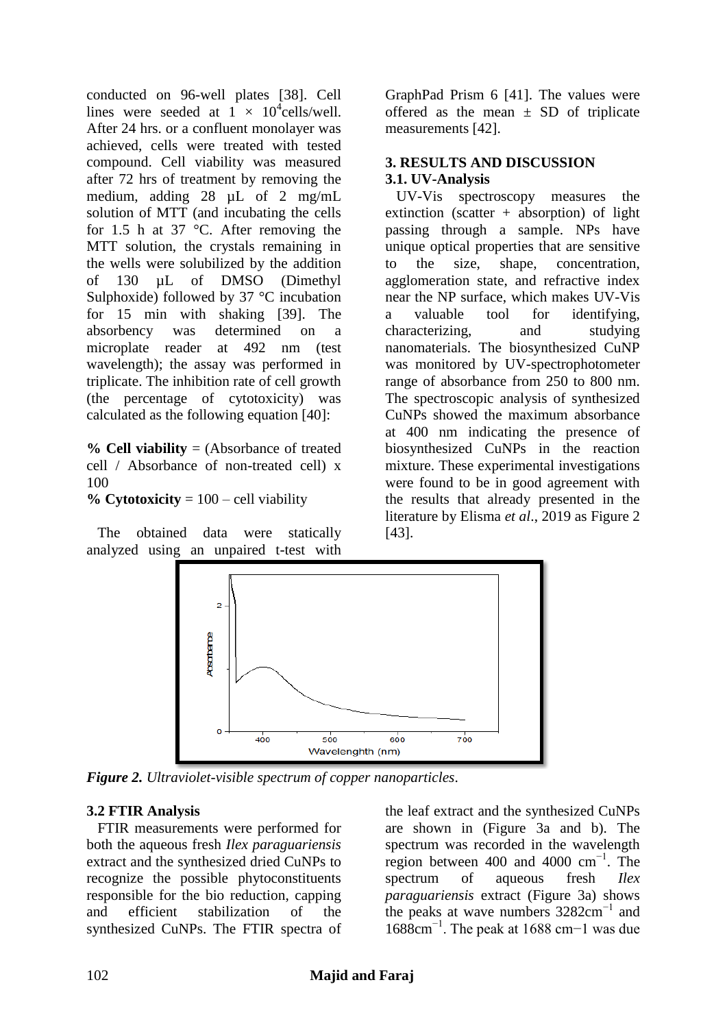conducted on 96-well plates [38]. Cell lines were seeded at $1 \times 10^4$cells/well. After 24 hrs. or a confluent monolayer was achieved, cells were treated with tested compound. Cell viability was measured after 72 hrs of treatment by removing the medium, adding 28 µL of 2 mg/mL solution of MTT (and incubating the cells for 1.5 h at 37 °C. After removing the MTT solution, the crystals remaining in the wells were solubilized by the addition of 130 µL of DMSO (Dimethyl Sulphoxide) followed by 37 °C incubation for 15 min with shaking [39]. The absorbency was determined on a microplate reader at 492 nm (test wavelength); the assay was performed in triplicate. The inhibition rate of cell growth (the percentage of cytotoxicity) was calculated as the following equation [40]:

**% Cell viability** = (Absorbance of treated cell / Absorbance of non-treated cell) x 100

**% Cytotoxicity** = 100 – cell viability

The obtained data were statically analyzed using an unpaired t-test with GraphPad Prism 6 [41]. The values were offered as the mean ± SD of triplicate measurements [42].

## 3. RESULTS AND DISCUSSION

### 3.1. UV-Analysis

UV-Vis spectroscopy measures the extinction (scatter + absorption) of light passing through a sample. NPs have unique optical properties that are sensitive to the size, shape, concentration, agglomeration state, and refractive index near the NP surface, which makes UV-Vis a valuable tool for identifying, characterizing, and studying nanomaterials. The biosynthesized CuNP was monitored by UV-spectrophotometer range of absorbance from 250 to 800 nm. The spectroscopic analysis of synthesized CuNPs showed the maximum absorbance at 400 nm indicating the presence of biosynthesized CuNPs in the reaction mixture. These experimental investigations were found to be in good agreement with the results that already presented in the literature by Elisma *et al*., 2019 as Figure 2 [43].

***Figure 2.*** *Ultraviolet-visible spectrum of copper nanoparticles*.

### 3.2 FTIR Analysis

FTIR measurements were performed for both the aqueous fresh *Ilex paraguariensis* extract and the synthesized dried CuNPs to recognize the possible phytoconstituents responsible for the bio reduction, capping and efficient stabilization of the synthesized CuNPs. The FTIR spectra of the leaf extract and the synthesized CuNPs are shown in (Figure 3a and b). The spectrum was recorded in the wavelength region between 400 and 4000 $cm^{-1}$. The spectrum of aqueous fresh *Ilex paraguariensis* extract (Figure 3a) shows the peaks at wave numbers 3282$cm^{-1}$ and 1688$cm^{-1}$. The peak at 1688 cm−1 was due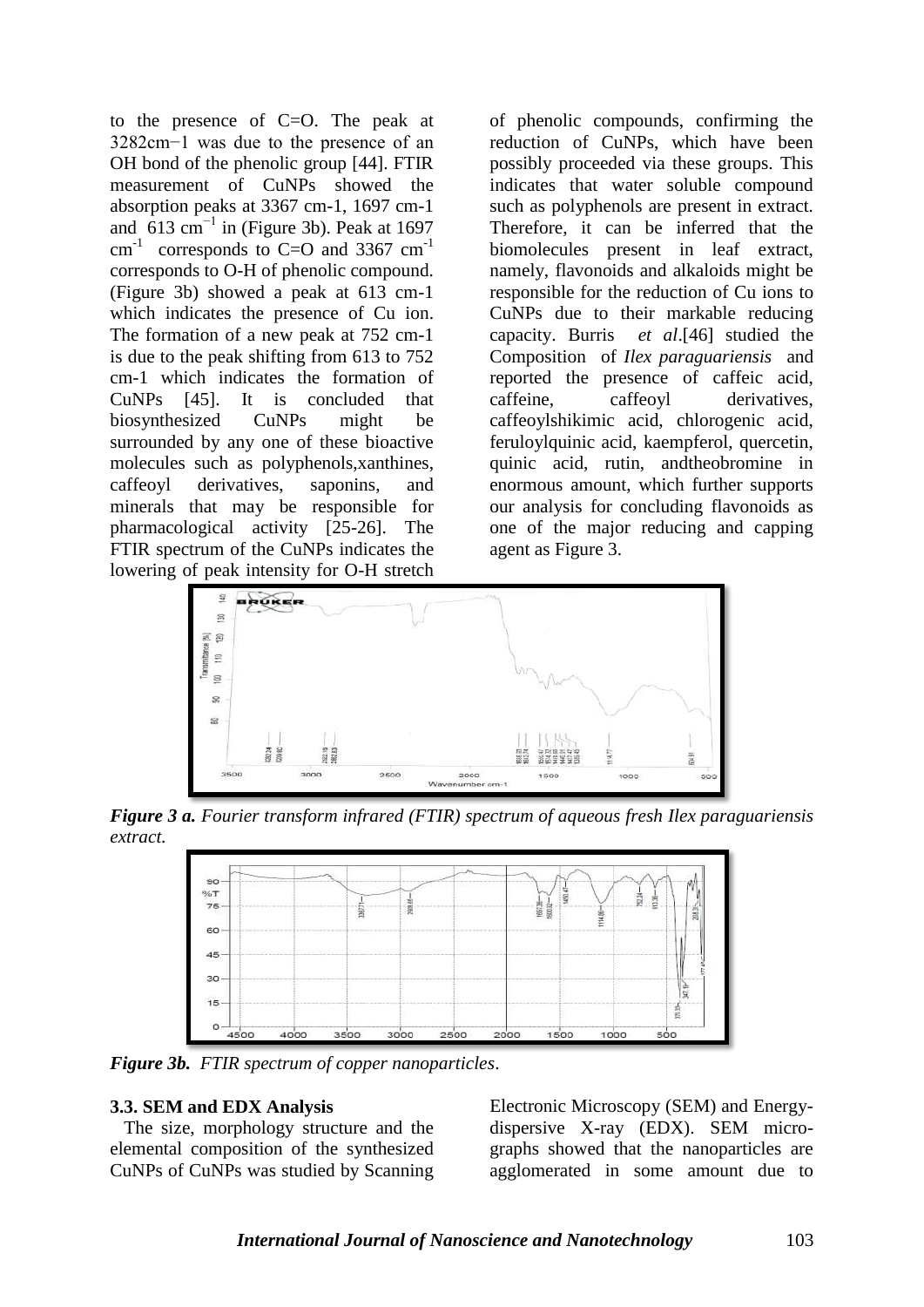to the presence of C=O. The peak at 3282cm−1 was due to the presence of an OH bond of the phenolic group [44]. FTIR measurement of CuNPs showed the absorption peaks at 3367 cm-1, 1697 cm-1 and 613 $cm^{-1}$ in (Figure 3b). Peak at 1697 $cm^{-1}$ corresponds to C=O and 3367 $cm^{-1}$ corresponds to O-H of phenolic compound. (Figure 3b) showed a peak at 613 cm-1 which indicates the presence of Cu ion. The formation of a new peak at 752 cm-1 is due to the peak shifting from 613 to 752 cm-1 which indicates the formation of CuNPs [45]. It is concluded that biosynthesized CuNPs might be surrounded by any one of these bioactive molecules such as polyphenols,xanthines, caffeoyl derivatives, saponins, and minerals that may be responsible for pharmacological activity [25-26]. The FTIR spectrum of the CuNPs indicates the lowering of peak intensity for O-H stretch of phenolic compounds, confirming the reduction of CuNPs, which have been possibly proceeded via these groups. This indicates that water soluble compound such as polyphenols are present in extract. Therefore, it can be inferred that the biomolecules present in leaf extract, namely, flavonoids and alkaloids might be responsible for the reduction of Cu ions to CuNPs due to their markable reducing capacity. Burris *et al*.[46] studied the Composition of *Ilex paraguariensis* and reported the presence of caffeic acid, caffeine, caffeoyl derivatives, caffeoylshikimic acid, chlorogenic acid, feruloylquinic acid, kaempferol, quercetin, quinic acid, rutin, andtheobromine in enormous amount, which further supports our analysis for concluding flavonoids as one of the major reducing and capping agent as Figure 3.

***Figure 3 a.*** *Fourier transform infrared (FTIR) spectrum of aqueous fresh Ilex paraguariensis extract.*

***Figure 3b.*** *FTIR spectrum of copper nanoparticles*.

### 3.3. SEM and EDX Analysis

The size, morphology structure and the elemental composition of the synthesized CuNPs of CuNPs was studied by Scanning Electronic Microscopy (SEM) and Energy-dispersive X-ray (EDX). SEM micro-graphs showed that the nanoparticles are agglomerated in some amount due to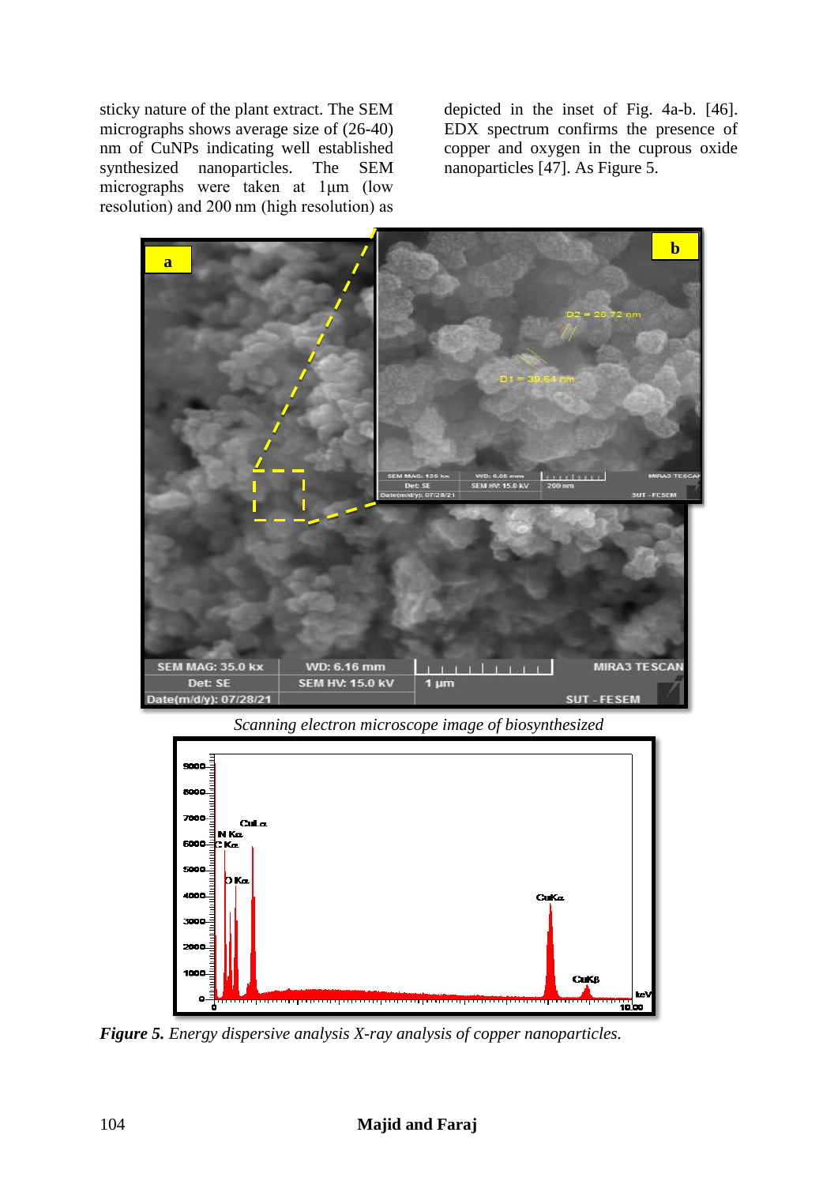sticky nature of the plant extract. The SEM micrographs shows average size of (26-40) nm of CuNPs indicating well established synthesized nanoparticles. The SEM micrographs were taken at 1μm (low resolution) and 200 nm (high resolution) as depicted in the inset of Fig. 4a-b. [46]. EDX spectrum confirms the presence of copper and oxygen in the cuprous oxide nanoparticles [47]. As Figure 5.

*Scanning electron microscope image of biosynthesized*

***Figure 5.*** *Energy dispersive analysis X-ray analysis of copper nanoparticles.*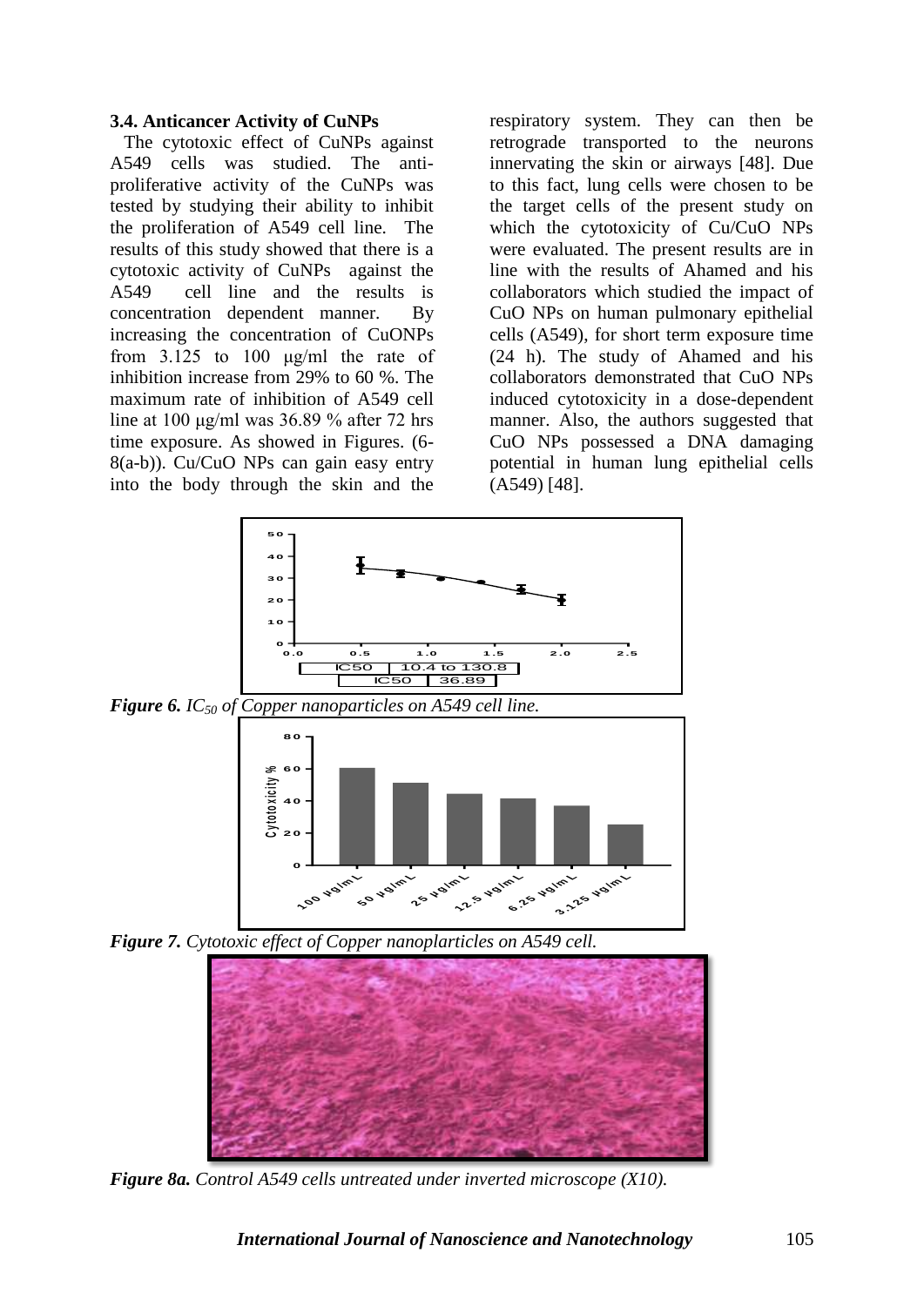### 3.4. Anticancer Activity of CuNPs

The cytotoxic effect of CuNPs against A549 cells was studied. The anti-proliferative activity of the CuNPs was tested by studying their ability to inhibit the proliferation of A549 cell line. The results of this study showed that there is a cytotoxic activity of CuNPs against the A549 cell line and the results is concentration dependent manner. By increasing the concentration of CuONPs from 3.125 to 100 μg/ml the rate of inhibition increase from 29% to 60 %. The maximum rate of inhibition of A549 cell line at 100 μg/ml was 36.89 % after 72 hrs time exposure. As showed in Figures. (6-8(a-b)). Cu/CuO NPs can gain easy entry into the body through the skin and the respiratory system. They can then be retrograde transported to the neurons innervating the skin or airways [48]. Due to this fact, lung cells were chosen to be the target cells of the present study on which the cytotoxicity of Cu/CuO NPs were evaluated. The present results are in line with the results of Ahamed and his collaborators which studied the impact of CuO NPs on human pulmonary epithelial cells (A549), for short term exposure time (24 h). The study of Ahamed and his collaborators demonstrated that CuO NPs induced cytotoxicity in a dose-dependent manner. Also, the authors suggested that CuO NPs possessed a DNA damaging potential in human lung epithelial cells (A549) [48].

***Figure 6.*** *$IC_{50}$ of Copper nanoparticles on A549 cell line.*

***Figure 7.*** *Cytotoxic effect of Copper nanoplarticles on A549 cell.*

***Figure 8a.*** *Control A549 cells untreated under inverted microscope (X10).*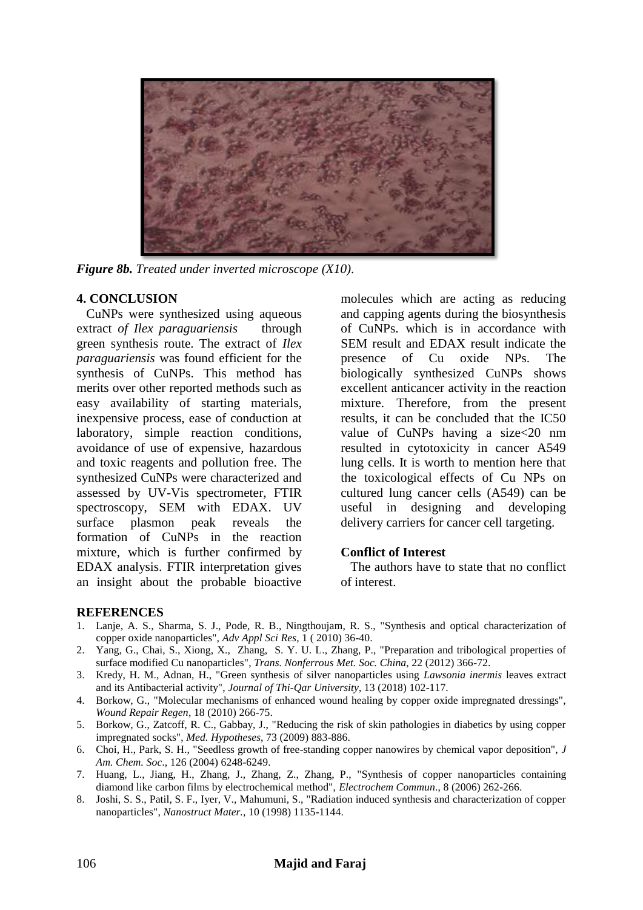*Figure 8b. Treated under inverted microscope (X10).*

## 4. CONCLUSION

CuNPs were synthesized using aqueous extract *of Ilex paraguariensis* through green synthesis route. The extract of *Ilex paraguariensis* was found efficient for the synthesis of CuNPs. This method has merits over other reported methods such as easy availability of starting materials, inexpensive process, ease of conduction at laboratory, simple reaction conditions, avoidance of use of expensive, hazardous and toxic reagents and pollution free. The synthesized CuNPs were characterized and assessed by UV-Vis spectrometer, FTIR spectroscopy, SEM with EDAX. UV surface plasmon peak reveals the formation of CuNPs in the reaction mixture, which is further confirmed by EDAX analysis. FTIR interpretation gives an insight about the probable bioactive molecules which are acting as reducing and capping agents during the biosynthesis of CuNPs. which is in accordance with SEM result and EDAX result indicate the presence of Cu oxide NPs. The biologically synthesized CuNPs shows excellent anticancer activity in the reaction mixture. Therefore, from the present results, it can be concluded that the IC50 value of CuNPs having a size<20 nm resulted in cytotoxicity in cancer A549 lung cells. It is worth to mention here that the toxicological effects of Cu NPs on cultured lung cancer cells (A549) can be useful in designing and developing delivery carriers for cancer cell targeting.

### Conflict of Interest

The authors have to state that no conflict of interest.

## REFERENCES

1. Lanje, A. S., Sharma, S. J., Pode, R. B., Ningthoujam, R. S., "Synthesis and optical characterization of copper oxide nanoparticles", *Adv Appl Sci Res*, 1 ( 2010) 36-40.
2. Yang, G., Chai, S., Xiong, X., Zhang, S. Y. U. L., Zhang, P., "Preparation and tribological properties of surface modified Cu nanoparticles", *Trans. Nonferrous Met. Soc. China*, 22 (2012) 366-72.
3. Kredy, H. M., Adnan, H., "Green synthesis of silver nanoparticles using *Lawsonia inermis* leaves extract and its Antibacterial activity", *Journal of Thi-Qar University*, 13 (2018) 102-117.
4. Borkow, G., "Molecular mechanisms of enhanced wound healing by copper oxide impregnated dressings", *Wound Repair Regen*, 18 (2010) 266-75.
5. Borkow, G., Zatcoff, R. C., Gabbay, J., "Reducing the risk of skin pathologies in diabetics by using copper impregnated socks", *Med. Hypotheses*, 73 (2009) 883-886.
6. Choi, H., Park, S. H., "Seedless growth of free-standing copper nanowires by chemical vapor deposition", *J Am. Chem. Soc*., 126 (2004) 6248-6249.
7. Huang, L., Jiang, H., Zhang, J., Zhang, Z., Zhang, P., "Synthesis of copper nanoparticles containing diamond like carbon films by electrochemical method", *Electrochem Commun*., 8 (2006) 262-266.
8. Joshi, S. S., Patil, S. F., Iyer, V., Mahumuni, S., "Radiation induced synthesis and characterization of copper nanoparticles", *Nanostruct Mater.*, 10 (1998) 1135-1144.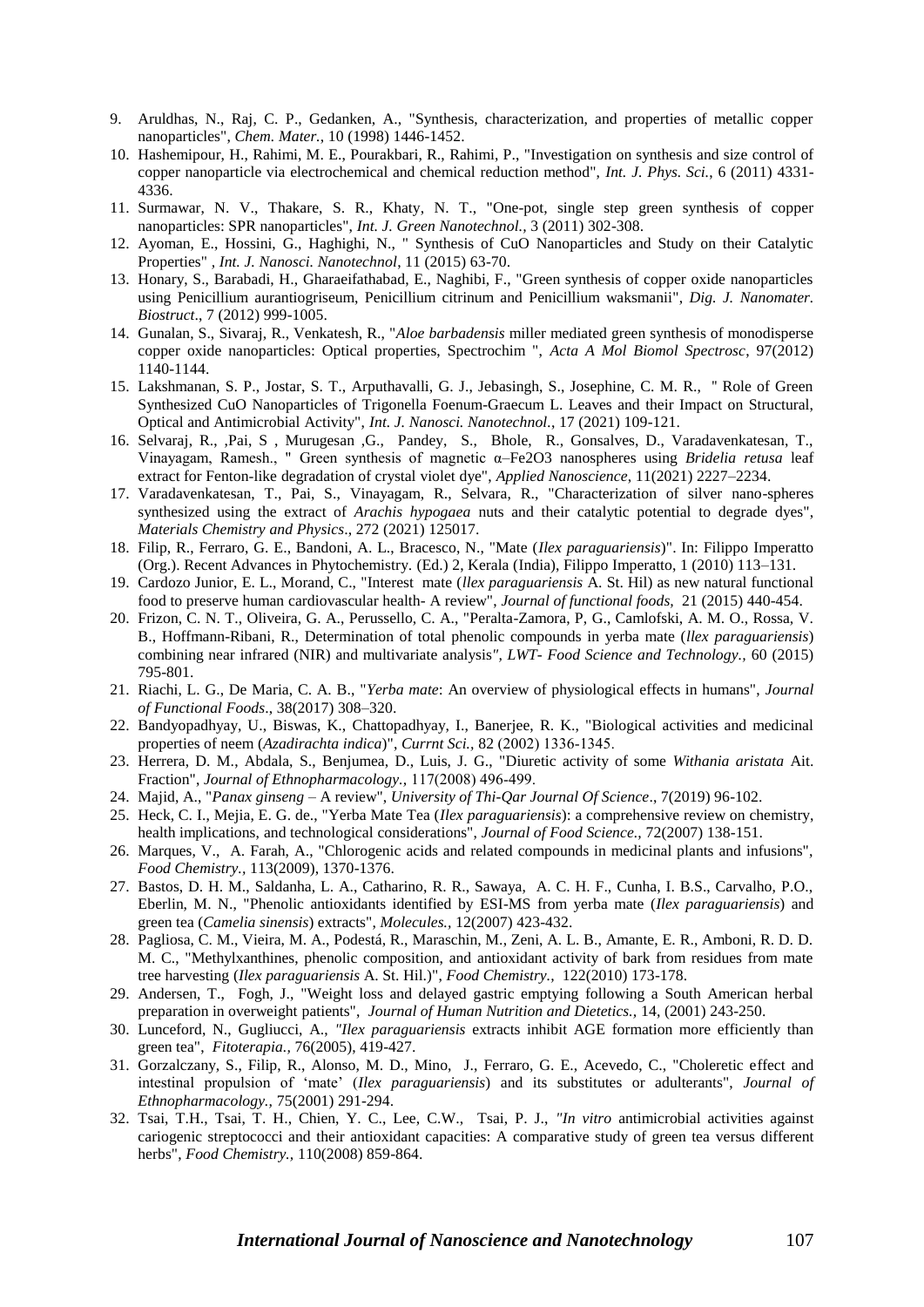9. Aruldhas, N., Raj, C. P., Gedanken, A., "Synthesis, characterization, and properties of metallic copper nanoparticles", *Chem. Mater.*, 10 (1998) 1446-1452.
10. Hashemipour, H., Rahimi, M. E., Pourakbari, R., Rahimi, P., "Investigation on synthesis and size control of copper nanoparticle via electrochemical and chemical reduction method", *Int. J. Phys. Sci.*, 6 (2011) 4331-4336.
11. Surmawar, N. V., Thakare, S. R., Khaty, N. T., "One-pot, single step green synthesis of copper nanoparticles: SPR nanoparticles", *Int. J. Green Nanotechnol.*, 3 (2011) 302-308.
12. Ayoman, E., Hossini, G., Haghighi, N., " Synthesis of CuO Nanoparticles and Study on their Catalytic Properties" , *Int. J. Nanosci. Nanotechnol*, 11 (2015) 63-70.
13. Honary, S., Barabadi, H., Gharaeifathabad, E., Naghibi, F., "Green synthesis of copper oxide nanoparticles using Penicillium aurantiogriseum, Penicillium citrinum and Penicillium waksmanii", *Dig. J. Nanomater. Biostruct*., 7 (2012) 999-1005.
14. Gunalan, S., Sivaraj, R., Venkatesh, R., "*Aloe barbadensis* miller mediated green synthesis of monodisperse copper oxide nanoparticles: Optical properties, Spectrochim ", *Acta A Mol Biomol Spectrosc*, 97(2012) 1140-1144.
15. Lakshmanan, S. P., Jostar, S. T., Arputhavalli, G. J., Jebasingh, S., Josephine, C. M. R., " Role of Green Synthesized CuO Nanoparticles of Trigonella Foenum-Graecum L. Leaves and their Impact on Structural, Optical and Antimicrobial Activity", *Int. J. Nanosci. Nanotechnol.*, 17 (2021) 109-121.
16. Selvaraj, R., ,Pai, S , Murugesan ,G., Pandey, S., Bhole, R., Gonsalves, D., Varadavenkatesan, T., Vinayagam, Ramesh., " Green synthesis of magnetic α–Fe2O3 nanospheres using *Bridelia retusa* leaf extract for Fenton-like degradation of crystal violet dye", *Applied Nanoscience*, 11(2021) 2227–2234.
17. Varadavenkatesan, T., Pai, S., Vinayagam, R., Selvara, R., "Characterization of silver nano-spheres synthesized using the extract of *Arachis hypogaea* nuts and their catalytic potential to degrade dyes", *Materials Chemistry and Physics*., 272 (2021) 125017.
18. Filip, R., Ferraro, G. E., Bandoni, A. L., Bracesco, N., "Mate (*Ilex paraguariensis*)". In: Filippo Imperatto (Org.). Recent Advances in Phytochemistry. (Ed.) 2, Kerala (India), Filippo Imperatto, 1 (2010) 113–131.
19. Cardozo Junior, E. L., Morand, C., "Interest mate (*llex paraguariensis* A. St. Hil) as new natural functional food to preserve human cardiovascular health- A review", *Journal of functional foods,* 21 (2015) 440-454.
20. Frizon, C. N. T., Oliveira, G. A., Perussello, C. A., "Peralta-Zamora, P, G., Camlofski, A. M. O., Rossa, V. B., Hoffmann-Ribani, R., Determination of total phenolic compounds in yerba mate (*llex paraguariensis*) combining near infrared (NIR) and multivariate analysis*", LWT- Food Science and Technology.*, 60 (2015) 795-801.
21. Riachi, L. G., De Maria, C. A. B., "*Yerba mate*: An overview of physiological effects in humans", *Journal of Functional Foods*., 38(2017) 308–320.
22. Bandyopadhyay, U., Biswas, K., Chattopadhyay, I., Banerjee, R. K., "Biological activities and medicinal properties of neem (*Azadirachta indica*)", *Currnt Sci.*, 82 (2002) 1336-1345.
23. Herrera, D. M., Abdala, S., Benjumea, D., Luis, J. G., "Diuretic activity of some *Withania aristata* Ait. Fraction", *Journal of Ethnopharmacology.,* 117(2008) 496-499.
24. Majid, A., "*Panax ginseng* – A review", *University of Thi-Qar Journal Of Science*., 7(2019) 96-102.
25. Heck, C. I., Mejia, E. G. de., "Yerba Mate Tea (*Ilex paraguariensis*): a comprehensive review on chemistry, health implications, and technological considerations", *Journal of Food Science.,* 72(2007) 138-151.
26. Marques, V., A. Farah, A., "Chlorogenic acids and related compounds in medicinal plants and infusions", *Food Chemistry.*, 113(2009), 1370-1376.
27. Bastos, D. H. M., Saldanha, L. A., Catharino, R. R., Sawaya, A. C. H. F., Cunha, I. B.S., Carvalho, P.O., Eberlin, M. N., "Phenolic antioxidants identified by ESI-MS from yerba mate (*Ilex paraguariensis*) and green tea (*Camelia sinensis*) extracts", *Molecules.*, 12(2007) 423-432.
28. Pagliosa, C. M., Vieira, M. A., Podestá, R., Maraschin, M., Zeni, A. L. B., Amante, E. R., Amboni, R. D. D. M. C., "Methylxanthines, phenolic composition, and antioxidant activity of bark from residues from mate tree harvesting (*Ilex paraguariensis* A. St. Hil.)", *Food Chemistry.,* 122(2010) 173-178.
29. Andersen, T., Fogh, J., "Weight loss and delayed gastric emptying following a South American herbal preparation in overweight patients", *Journal of Human Nutrition and Dietetics.*, 14, (2001) 243-250.
30. Lunceford, N., Gugliucci, A., *"Ilex paraguariensis* extracts inhibit AGE formation more efficiently than green tea", *Fitoterapia.,* 76(2005), 419-427.
31. Gorzalczany, S., Filip, R., Alonso, M. D., Mino, J., Ferraro, G. E., Acevedo, C., "Choleretic effect and intestinal propulsion of 'mate' (*Ilex paraguariensis*) and its substitutes or adulterants", *Journal of Ethnopharmacology.,* 75(2001) 291-294.
32. Tsai, T.H., Tsai, T. H., Chien, Y. C., Lee, C.W., Tsai, P. J., *"In vitro* antimicrobial activities against cariogenic streptococci and their antioxidant capacities: A comparative study of green tea versus different herbs", *Food Chemistry.,* 110(2008) 859-864.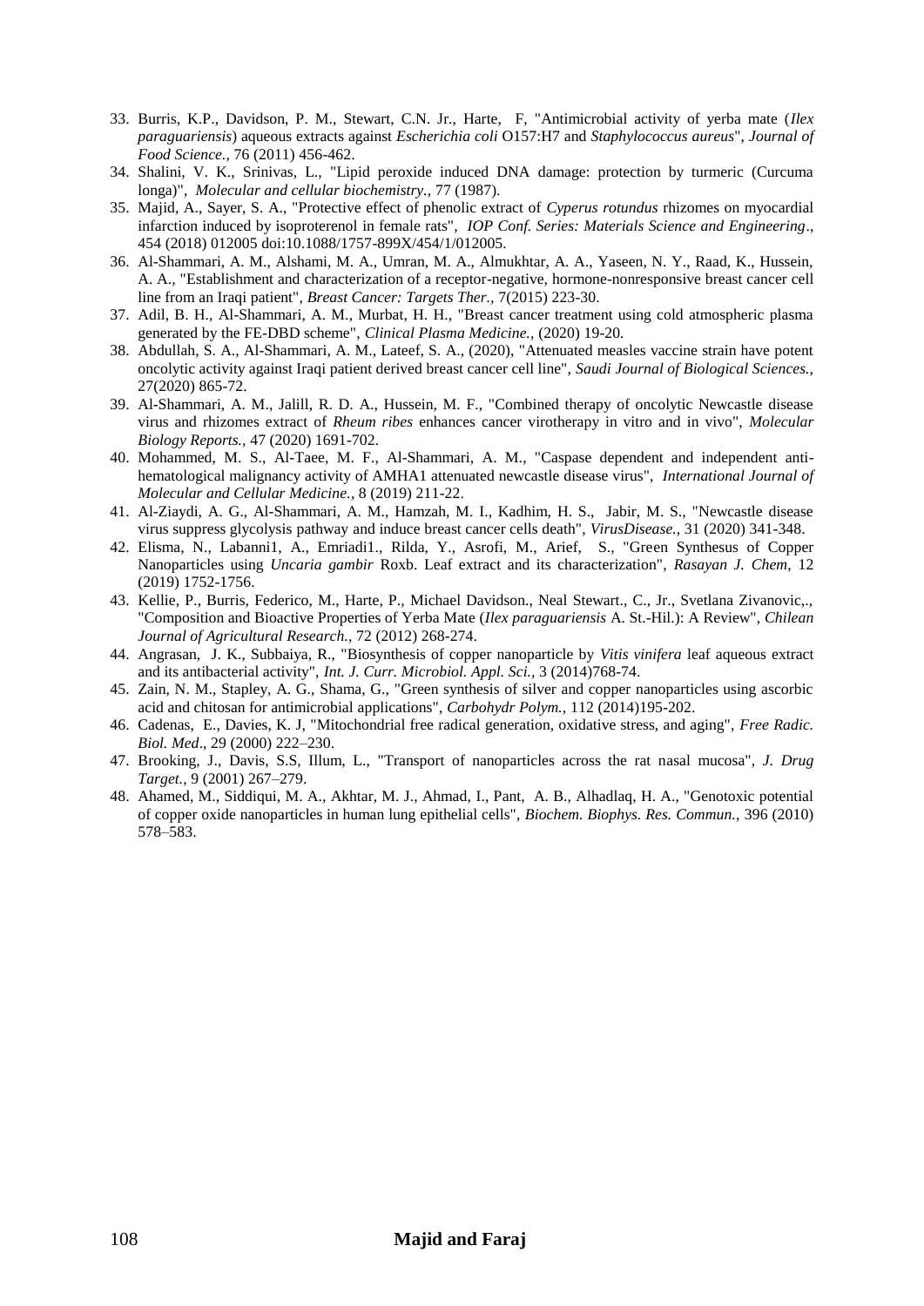33. Burris, K.P., Davidson, P. M., Stewart, C.N. Jr., Harte, F, "Antimicrobial activity of yerba mate (*Ilex paraguariensis*) aqueous extracts against *Escherichia coli* O157:H7 and *Staphylococcus aureus*", *Journal of Food Science.*, 76 (2011) 456-462.
34. Shalini, V. K., Srinivas, L., "Lipid peroxide induced DNA damage: protection by turmeric (Curcuma longa)", *Molecular and cellular biochemistry.*, 77 (1987).
35. Majid, A., Sayer, S. A., "Protective effect of phenolic extract of *Cyperus rotundus* rhizomes on myocardial infarction induced by isoproterenol in female rats", *IOP Conf. Series: Materials Science and Engineering*., 454 (2018) 012005 doi:10.1088/1757-899X/454/1/012005.
36. Al-Shammari, A. M., Alshami, M. A., Umran, M. A., Almukhtar, A. A., Yaseen, N. Y., Raad, K., Hussein, A. A., "Establishment and characterization of a receptor-negative, hormone-nonresponsive breast cancer cell line from an Iraqi patient", *Breast Cancer: Targets Ther.,* 7(2015) 223-30.
37. Adil, B. H., Al-Shammari, A. M., Murbat, H. H., "Breast cancer treatment using cold atmospheric plasma generated by the FE-DBD scheme", *Clinical Plasma Medicine.,* (2020) 19-20*.*
38. Abdullah, S. A., Al-Shammari, A. M., Lateef, S. A., (2020), "Attenuated measles vaccine strain have potent oncolytic activity against Iraqi patient derived breast cancer cell line", *Saudi Journal of Biological Sciences.,* 27(2020) 865-72.
39. Al-Shammari, A. M., Jalill, R. D. A., Hussein, M. F., "Combined therapy of oncolytic Newcastle disease virus and rhizomes extract of *Rheum ribes* enhances cancer virotherapy in vitro and in vivo", *Molecular Biology Reports.,* 47 (2020) 1691-702.
40. Mohammed, M. S., Al-Taee, M. F., Al-Shammari, A. M., "Caspase dependent and independent anti-hematological malignancy activity of AMHA1 attenuated newcastle disease virus", *International Journal of Molecular and Cellular Medicine.,* 8 (2019) 211-22.
41. Al-Ziaydi, A. G., Al-Shammari, A. M., Hamzah, M. I., Kadhim, H. S., Jabir, M. S., "Newcastle disease virus suppress glycolysis pathway and induce breast cancer cells death", *VirusDisease.,* 31 (2020) 341-348.
42. Elisma, N., Labanni1, A., Emriadi1., Rilda, Y., Asrofi, M., Arief, S., "Green Synthesus of Copper Nanoparticles using *Uncaria gambir* Roxb. Leaf extract and its characterization", *Rasayan J. Chem*, 12 (2019) 1752-1756.
43. Kellie, P., Burris, Federico, M., Harte, P., Michael Davidson., Neal Stewart., C., Jr., Svetlana Zivanovic,., "Composition and Bioactive Properties of Yerba Mate (*Ilex paraguariensis* A. St.-Hil.): A Review", *Chilean Journal of Agricultural Research.,* 72 (2012) 268-274.
44. Angrasan, J. K., Subbaiya, R., "Biosynthesis of copper nanoparticle by *Vitis vinifera* leaf aqueous extract and its antibacterial activity", *Int. J. Curr. Microbiol. Appl. Sci.,* 3 (2014)768-74.
45. Zain, N. M., Stapley, A. G., Shama, G., "Green synthesis of silver and copper nanoparticles using ascorbic acid and chitosan for antimicrobial applications", *Carbohydr Polym.,* 112 (2014)195-202.
46. Cadenas, E., Davies, K. J, "Mitochondrial free radical generation, oxidative stress, and aging", *Free Radic. Biol. Med*., 29 (2000) 222–230.
47. Brooking, J., Davis, S.S, Illum, L., "Transport of nanoparticles across the rat nasal mucosa", *J. Drug Target.,* 9 (2001) 267–279.
48. Ahamed, M., Siddiqui, M. A., Akhtar, M. J., Ahmad, I., Pant, A. B., Alhadlaq, H. A., "Genotoxic potential of copper oxide nanoparticles in human lung epithelial cells", *Biochem. Biophys. Res. Commun.,* 396 (2010) 578–583.